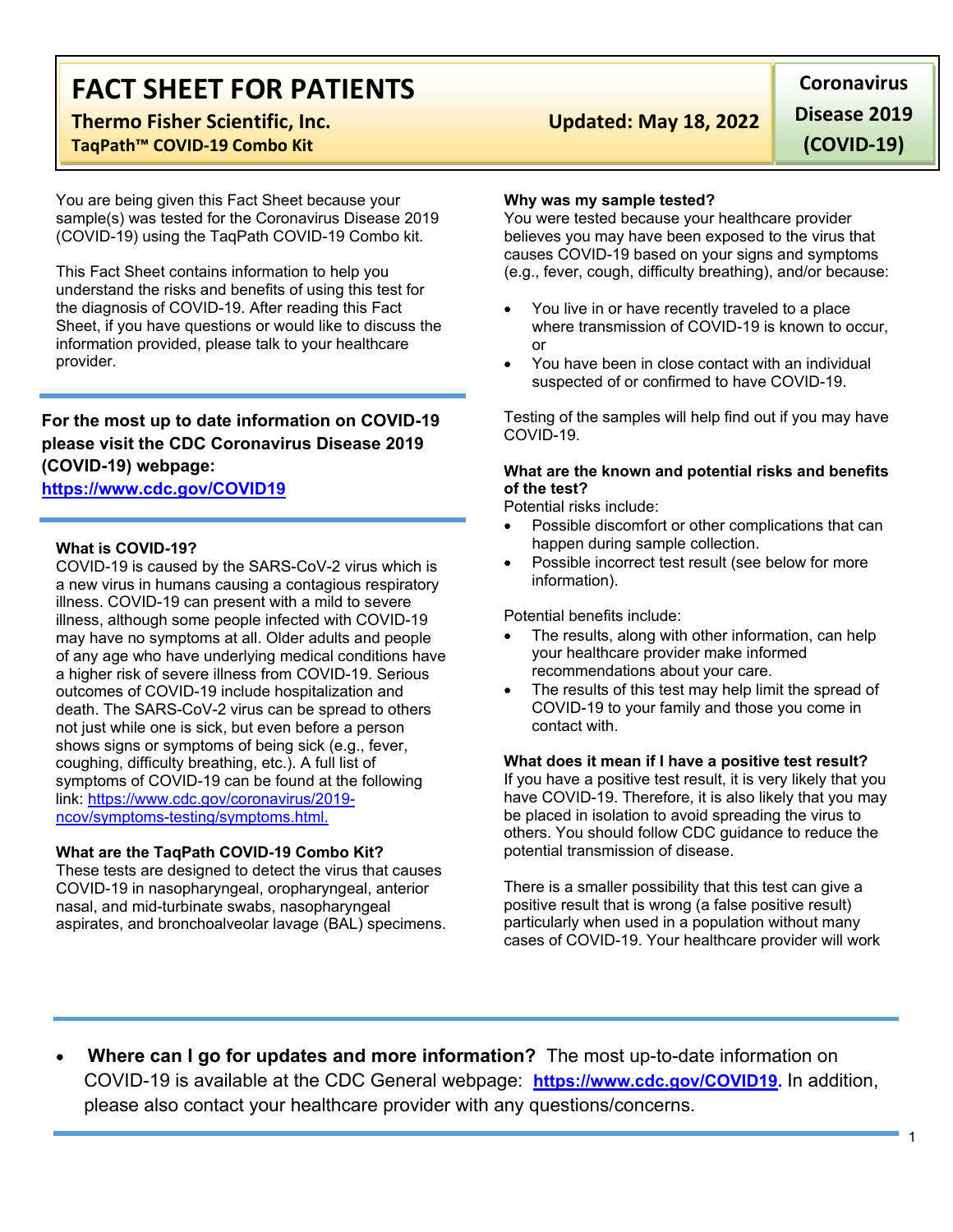# FACT SHEET FOR PATIENTS

**Thermo Fisher Scientific, Inc.**

**TaqPath™ COVID-19 Combo Kit**

**Updated: May 18, 2022**

**Coronavirus Disease 2019 (COVID-19)**

You are being given this Fact Sheet because your sample(s) was tested for the Coronavirus Disease 2019 (COVID-19) using the TaqPath COVID-19 Combo kit.

This Fact Sheet contains information to help you understand the risks and benefits of using this test for the diagnosis of COVID-19. After reading this Fact Sheet, if you have questions or would like to discuss the information provided, please talk to your healthcare provider.

**For the most up to date information on COVID-19 please visit the CDC Coronavirus Disease 2019 (COVID-19) webpage:**
**https://www.cdc.gov/COVID19**

**What is COVID-19?**
COVID-19 is caused by the SARS-CoV-2 virus which is a new virus in humans causing a contagious respiratory illness. COVID-19 can present with a mild to severe illness, although some people infected with COVID-19 may have no symptoms at all. Older adults and people of any age who have underlying medical conditions have a higher risk of severe illness from COVID-19. Serious outcomes of COVID-19 include hospitalization and death. The SARS-CoV-2 virus can be spread to others not just while one is sick, but even before a person shows signs or symptoms of being sick (e.g., fever, coughing, difficulty breathing, etc.). A full list of symptoms of COVID-19 can be found at the following link: https://www.cdc.gov/coronavirus/2019-ncov/symptoms-testing/symptoms.html.

**What are the TaqPath COVID-19 Combo Kit?**
These tests are designed to detect the virus that causes COVID-19 in nasopharyngeal, oropharyngeal, anterior nasal, and mid-turbinate swabs, nasopharyngeal aspirates, and bronchoalveolar lavage (BAL) specimens.

**Why was my sample tested?**
You were tested because your healthcare provider believes you may have been exposed to the virus that causes COVID-19 based on your signs and symptoms (e.g., fever, cough, difficulty breathing), and/or because:

- You live in or have recently traveled to a place where transmission of COVID-19 is known to occur, or
- You have been in close contact with an individual suspected of or confirmed to have COVID-19.

Testing of the samples will help find out if you may have COVID-19.

**What are the known and potential risks and benefits of the test?**
Potential risks include:
- Possible discomfort or other complications that can happen during sample collection.
- Possible incorrect test result (see below for more information).

Potential benefits include:
- The results, along with other information, can help your healthcare provider make informed recommendations about your care.
- The results of this test may help limit the spread of COVID-19 to your family and those you come in contact with.

**What does it mean if I have a positive test result?**
If you have a positive test result, it is very likely that you have COVID-19. Therefore, it is also likely that you may be placed in isolation to avoid spreading the virus to others. You should follow CDC guidance to reduce the potential transmission of disease.

There is a smaller possibility that this test can give a positive result that is wrong (a false positive result) particularly when used in a population without many cases of COVID-19. Your healthcare provider will work

- **Where can I go for updates and more information?** The most up-to-date information on COVID-19 is available at the CDC General webpage: **https://www.cdc.gov/COVID19**. In addition, please also contact your healthcare provider with any questions/concerns.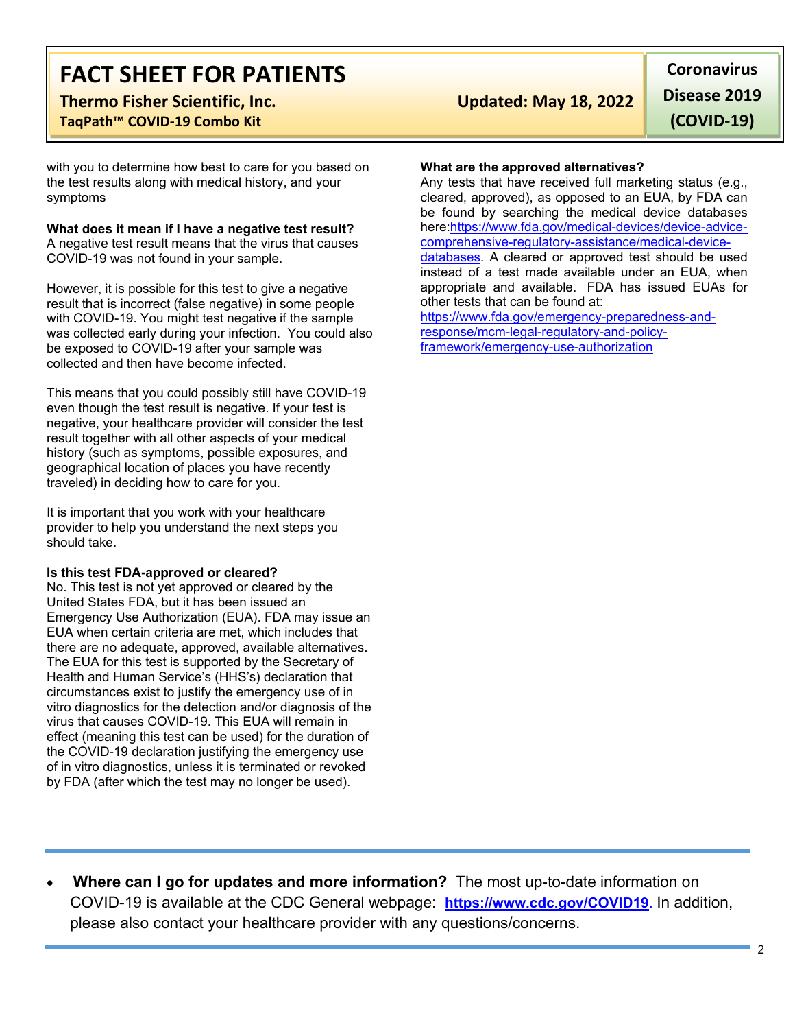with you to determine how best to care for you based on the test results along with medical history, and your symptoms

**What does it mean if I have a negative test result?**
A negative test result means that the virus that causes COVID-19 was not found in your sample.

However, it is possible for this test to give a negative result that is incorrect (false negative) in some people with COVID-19. You might test negative if the sample was collected early during your infection. You could also be exposed to COVID-19 after your sample was collected and then have become infected.

This means that you could possibly still have COVID-19 even though the test result is negative. If your test is negative, your healthcare provider will consider the test result together with all other aspects of your medical history (such as symptoms, possible exposures, and geographical location of places you have recently traveled) in deciding how to care for you.

It is important that you work with your healthcare provider to help you understand the next steps you should take.

**Is this test FDA-approved or cleared?**
No. This test is not yet approved or cleared by the United States FDA, but it has been issued an Emergency Use Authorization (EUA). FDA may issue an EUA when certain criteria are met, which includes that there are no adequate, approved, available alternatives. The EUA for this test is supported by the Secretary of Health and Human Service's (HHS's) declaration that circumstances exist to justify the emergency use of in vitro diagnostics for the detection and/or diagnosis of the virus that causes COVID-19. This EUA will remain in effect (meaning this test can be used) for the duration of the COVID-19 declaration justifying the emergency use of in vitro diagnostics, unless it is terminated or revoked by FDA (after which the test may no longer be used).

**What are the approved alternatives?**
Any tests that have received full marketing status (e.g., cleared, approved), as opposed to an EUA, by FDA can be found by searching the medical device databases here:https://www.fda.gov/medical-devices/device-advice-comprehensive-regulatory-assistance/medical-device-databases. A cleared or approved test should be used instead of a test made available under an EUA, when appropriate and available. FDA has issued EUAs for other tests that can be found at: https://www.fda.gov/emergency-preparedness-and-response/mcm-legal-regulatory-and-policy-framework/emergency-use-authorization

- **Where can I go for updates and more information?** The most up-to-date information on COVID-19 is available at the CDC General webpage: **https://www.cdc.gov/COVID19**. In addition, please also contact your healthcare provider with any questions/concerns.